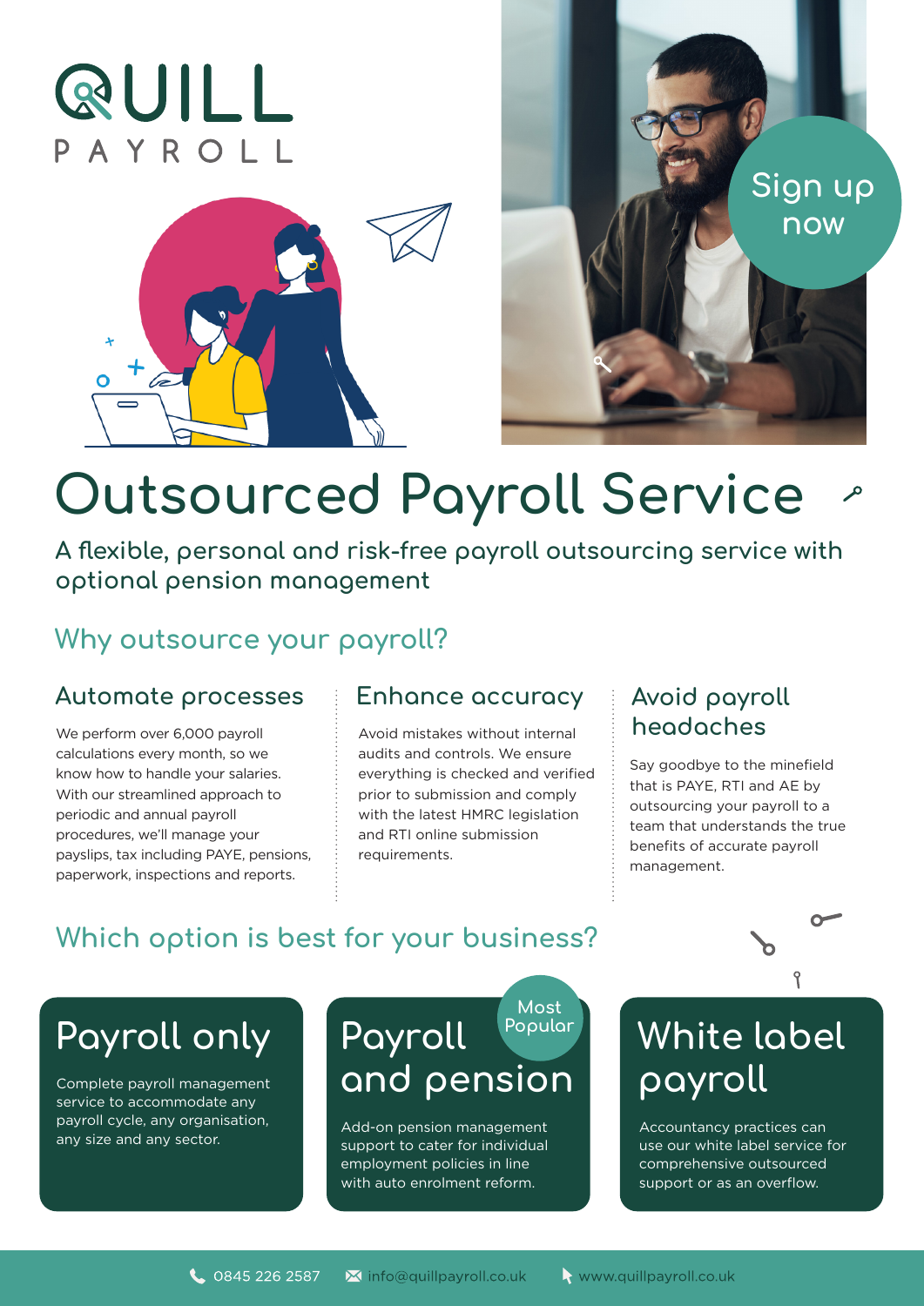QUILL PAYROLL

Sign up now

# Outsourced Payroll Service

**A flexible, personal and risk-free payroll outsourcing service with optional pension management**

## Why outsource your payroll?

### Automate processes

We perform over 6,000 payroll calculations every month, so we know how to handle your salaries. With our streamlined approach to periodic and annual payroll procedures, we'll manage your payslips, tax including PAYE, pensions, paperwork, inspections and reports.

### Enhance accuracy

Avoid mistakes without internal audits and controls. We ensure everything is checked and verified prior to submission and comply with the latest HMRC legislation and RTI online submission requirements.

### Avoid payroll headaches

Say goodbye to the minefield that is PAYE, RTI and AE by outsourcing your payroll to a team that understands the true benefits of accurate payroll management.

## Which option is best for your business?

### Payroll only

Complete payroll management service to accommodate any payroll cycle, any organisation, any size and any sector.

### Payroll and pension

Most Popular

Add-on pension management support to cater for individual employment policies in line with auto enrolment reform.

### White label payroll

Accountancy practices can use our white label service for comprehensive outsourced support or as an overflow.

0845 226 2587 info@quillpayroll.co.uk www.quillpayroll.co.uk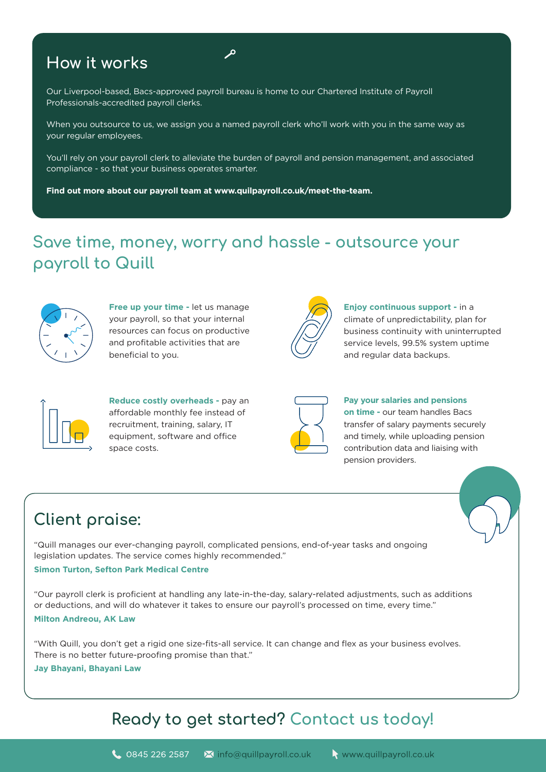## How it works

Our Liverpool-based, Bacs-approved payroll bureau is home to our Chartered Institute of Payroll Professionals-accredited payroll clerks.

When you outsource to us, we assign you a named payroll clerk who'll work with you in the same way as your regular employees.

You'll rely on your payroll clerk to alleviate the burden of payroll and pension management, and associated compliance - so that your business operates smarter.

**Find out more about our payroll team at www.quilpayroll.co.uk/meet-the-team.**

## Save time, money, worry and hassle - outsource your payroll to Quill

**Free up your time -** let us manage your payroll, so that your internal resources can focus on productive and profitable activities that are beneficial to you.

**Enjoy continuous support -** in a climate of unpredictability, plan for business continuity with uninterrupted service levels, 99.5% system uptime and regular data backups.

**Reduce costly overheads -** pay an affordable monthly fee instead of recruitment, training, salary, IT equipment, software and office space costs.

**Pay your salaries and pensions on time -** our team handles Bacs transfer of salary payments securely and timely, while uploading pension contribution data and liaising with pension providers.

## Client praise:

"Quill manages our ever-changing payroll, complicated pensions, end-of-year tasks and ongoing legislation updates. The service comes highly recommended."

**Simon Turton, Sefton Park Medical Centre**

"Our payroll clerk is proficient at handling any late-in-the-day, salary-related adjustments, such as additions or deductions, and will do whatever it takes to ensure our payroll's processed on time, every time."

**Milton Andreou, AK Law**

"With Quill, you don't get a rigid one size-fits-all service. It can change and flex as your business evolves. There is no better future-proofing promise than that."

**Jay Bhayani, Bhayani Law**

## Ready to get started? Contact us today!

0845 226 2587 info@quillpayroll.co.uk www.quillpayroll.co.uk